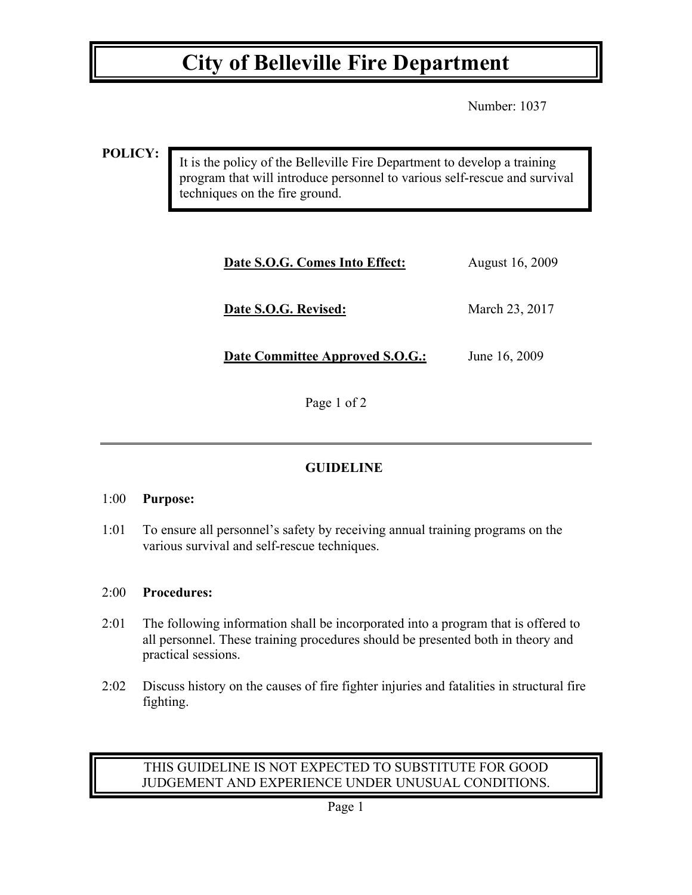# City of Belleville Fire Department

Number: 1037

**POLICY:**

It is the policy of the Belleville Fire Department to develop a training program that will introduce personnel to various self-rescue and survival techniques on the fire ground.

| | |
|---|---|
| **Date S.O.G. Comes Into Effect:** | August 16, 2009 |
| **Date S.O.G. Revised:** | March 23, 2017 |
| **Date Committee Approved S.O.G.:** | June 16, 2009 |

Page 1 of 2

---

## GUIDELINE

1:00 **Purpose:**

1:01 To ensure all personnel's safety by receiving annual training programs on the various survival and self-rescue techniques.

2:00 **Procedures:**

2:01 The following information shall be incorporated into a program that is offered to all personnel. These training procedures should be presented both in theory and practical sessions.

2:02 Discuss history on the causes of fire fighter injuries and fatalities in structural fire fighting.

THIS GUIDELINE IS NOT EXPECTED TO SUBSTITUTE FOR GOOD JUDGEMENT AND EXPERIENCE UNDER UNUSUAL CONDITIONS.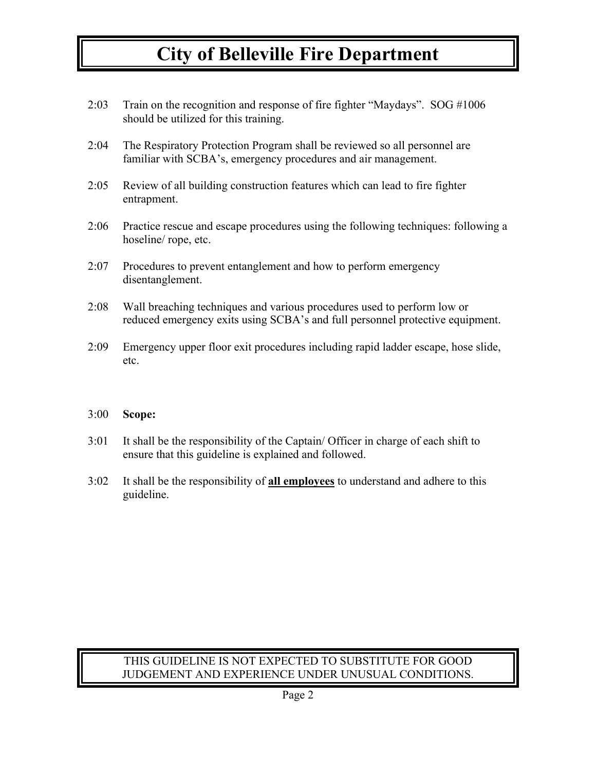2:03 Train on the recognition and response of fire fighter "Maydays". SOG #1006 should be utilized for this training.

2:04 The Respiratory Protection Program shall be reviewed so all personnel are familiar with SCBA's, emergency procedures and air management.

2:05 Review of all building construction features which can lead to fire fighter entrapment.

2:06 Practice rescue and escape procedures using the following techniques: following a hoseline/ rope, etc.

2:07 Procedures to prevent entanglement and how to perform emergency disentanglement.

2:08 Wall breaching techniques and various procedures used to perform low or reduced emergency exits using SCBA's and full personnel protective equipment.

2:09 Emergency upper floor exit procedures including rapid ladder escape, hose slide, etc.

3:00 **Scope:**

3:01 It shall be the responsibility of the Captain/ Officer in charge of each shift to ensure that this guideline is explained and followed.

3:02 It shall be the responsibility of **<u>all employees</u>** to understand and adhere to this guideline.

THIS GUIDELINE IS NOT EXPECTED TO SUBSTITUTE FOR GOOD JUDGEMENT AND EXPERIENCE UNDER UNUSUAL CONDITIONS.